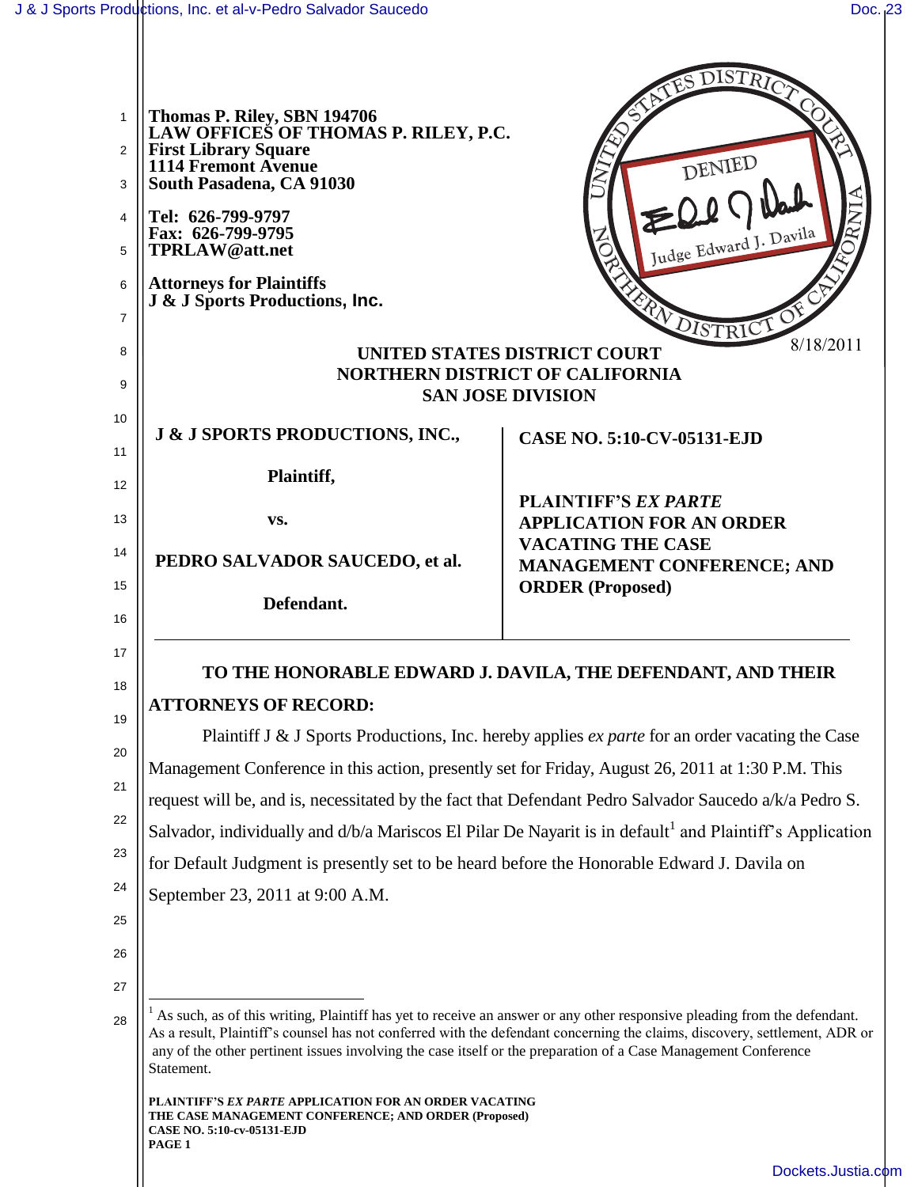Thomas P. Riley, SBN 194706
LAW OFFICES OF THOMAS P. RILEY, P.C.
First Library Square
1114 Fremont Avenue
South Pasadena, CA 91030

Tel: 626-799-9797
Fax: 626-799-9795
TPRLAW@att.net

Attorneys for Plaintiffs
J & J Sports Productions, Inc.

DENIED
Judge Edward J. Davila
8/18/2011

**UNITED STATES DISTRICT COURT**
**NORTHERN DISTRICT OF CALIFORNIA**
**SAN JOSE DIVISION**

| | |
|---|---|
| **J & J SPORTS PRODUCTIONS, INC.,**<br><br>**Plaintiff,**<br><br>**vs.**<br><br>**PEDRO SALVADOR SAUCEDO, et al.**<br><br>**Defendant.** | **CASE NO. 5:10-CV-05131-EJD**<br><br>**PLAINTIFF'S *EX PARTE* APPLICATION FOR AN ORDER VACATING THE CASE MANAGEMENT CONFERENCE; AND ORDER (Proposed)** |

**TO THE HONORABLE EDWARD J. DAVILA, THE DEFENDANT, AND THEIR ATTORNEYS OF RECORD:**

Plaintiff J & J Sports Productions, Inc. hereby applies *ex parte* for an order vacating the Case Management Conference in this action, presently set for Friday, August 26, 2011 at 1:30 P.M. This request will be, and is, necessitated by the fact that Defendant Pedro Salvador Saucedo a/k/a Pedro S. Salvador, individually and d/b/a Mariscos El Pilar De Nayarit is in default[1] and Plaintiff's Application for Default Judgment is presently set to be heard before the Honorable Edward J. Davila on September 23, 2011 at 9:00 A.M.

---

[1] As such, as of this writing, Plaintiff has yet to receive an answer or any other responsive pleading from the defendant. As a result, Plaintiff's counsel has not conferred with the defendant concerning the claims, discovery, settlement, ADR or any of the other pertinent issues involving the case itself or the preparation of a Case Management Conference Statement.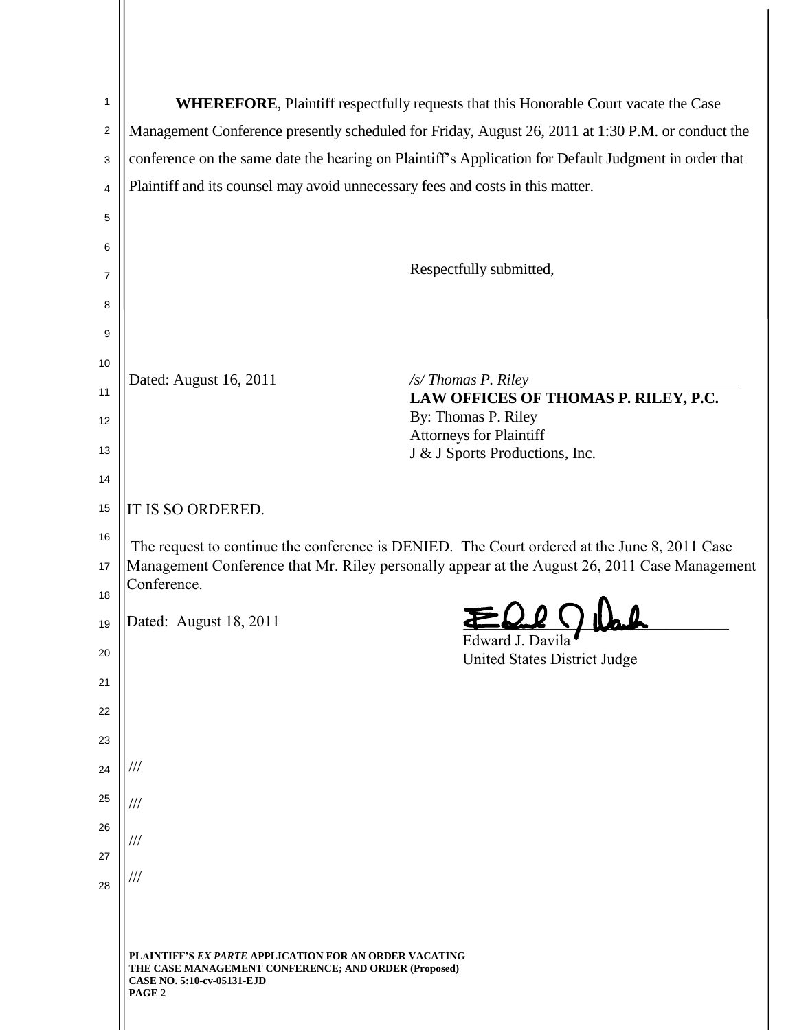**WHEREFORE**, Plaintiff respectfully requests that this Honorable Court vacate the Case Management Conference presently scheduled for Friday, August 26, 2011 at 1:30 P.M. or conduct the conference on the same date the hearing on Plaintiff's Application for Default Judgment in order that Plaintiff and its counsel may avoid unnecessary fees and costs in this matter.

Respectfully submitted,

Dated: August 16, 2011

*/s/ Thomas P. Riley*
**LAW OFFICES OF THOMAS P. RILEY, P.C.**
By: Thomas P. Riley
Attorneys for Plaintiff
J & J Sports Productions, Inc.

IT IS SO ORDERED.

The request to continue the conference is DENIED. The Court ordered at the June 8, 2011 Case Management Conference that Mr. Riley personally appear at the August 26, 2011 Case Management Conference.

Dated: August 18, 2011

Edward J. Davila
United States District Judge

///

///

///

///

**PLAINTIFF'S *EX PARTE* APPLICATION FOR AN ORDER VACATING THE CASE MANAGEMENT CONFERENCE; AND ORDER (Proposed)**
**CASE NO. 5:10-cv-05131-EJD**